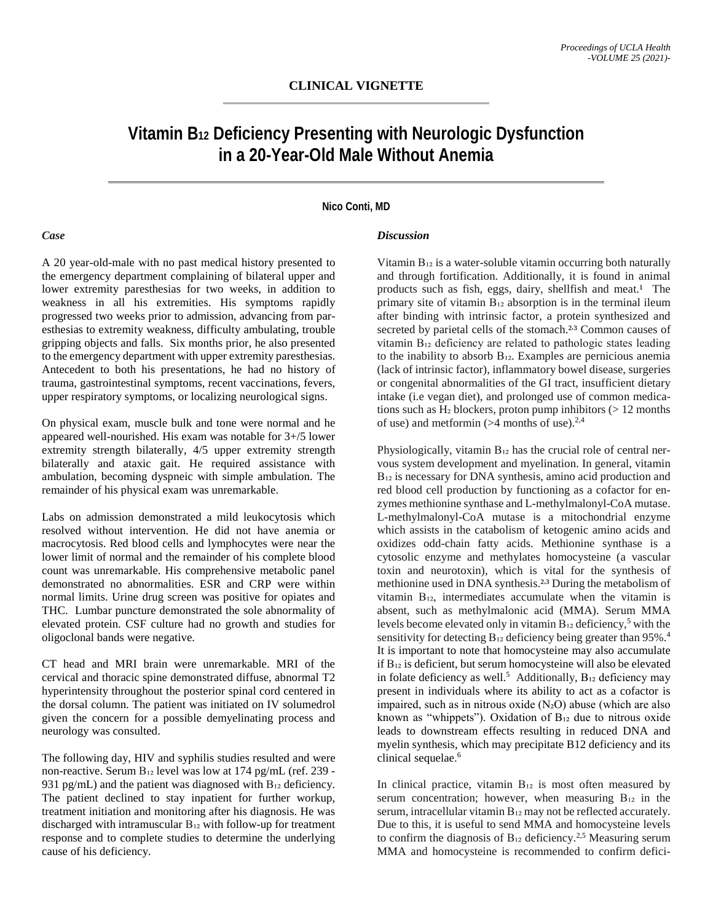CLINICAL VIGNETTE

# Vitamin $B_{12}$ Deficiency Presenting with Neurologic Dysfunction in a 20-Year-Old Male Without Anemia

**Nico Conti, MD**

### *Case*

A 20 year-old-male with no past medical history presented to the emergency department complaining of bilateral upper and lower extremity paresthesias for two weeks, in addition to weakness in all his extremities. His symptoms rapidly progressed two weeks prior to admission, advancing from paresthesias to extremity weakness, difficulty ambulating, trouble gripping objects and falls. Six months prior, he also presented to the emergency department with upper extremity paresthesias. Antecedent to both his presentations, he had no history of trauma, gastrointestinal symptoms, recent vaccinations, fevers, upper respiratory symptoms, or localizing neurological signs.

On physical exam, muscle bulk and tone were normal and he appeared well-nourished. His exam was notable for 3+/5 lower extremity strength bilaterally, 4/5 upper extremity strength bilaterally and ataxic gait. He required assistance with ambulation, becoming dyspneic with simple ambulation. The remainder of his physical exam was unremarkable.

Labs on admission demonstrated a mild leukocytosis which resolved without intervention. He did not have anemia or macrocytosis. Red blood cells and lymphocytes were near the lower limit of normal and the remainder of his complete blood count was unremarkable. His comprehensive metabolic panel demonstrated no abnormalities. ESR and CRP were within normal limits. Urine drug screen was positive for opiates and THC. Lumbar puncture demonstrated the sole abnormality of elevated protein. CSF culture had no growth and studies for oligoclonal bands were negative.

CT head and MRI brain were unremarkable. MRI of the cervical and thoracic spine demonstrated diffuse, abnormal T2 hyperintensity throughout the posterior spinal cord centered in the dorsal column. The patient was initiated on IV solumedrol given the concern for a possible demyelinating process and neurology was consulted.

The following day, HIV and syphilis studies resulted and were non-reactive. Serum $B_{12}$ level was low at 174 pg/mL (ref. 239 - 931 pg/mL) and the patient was diagnosed with $B_{12}$ deficiency. The patient declined to stay inpatient for further workup, treatment initiation and monitoring after his diagnosis. He was discharged with intramuscular $B_{12}$ with follow-up for treatment response and to complete studies to determine the underlying cause of his deficiency.

### *Discussion*

Vitamin $B_{12}$ is a water-soluble vitamin occurring both naturally and through fortification. Additionally, it is found in animal products such as fish, eggs, dairy, shellfish and meat.[1] The primary site of vitamin $B_{12}$ absorption is in the terminal ileum after binding with intrinsic factor, a protein synthesized and secreted by parietal cells of the stomach.[2,3] Common causes of vitamin $B_{12}$ deficiency are related to pathologic states leading to the inability to absorb $B_{12}$. Examples are pernicious anemia (lack of intrinsic factor), inflammatory bowel disease, surgeries or congenital abnormalities of the GI tract, insufficient dietary intake (i.e vegan diet), and prolonged use of common medications such as $H_2$ blockers, proton pump inhibitors (> 12 months of use) and metformin (>4 months of use).[2,4]

Physiologically, vitamin $B_{12}$ has the crucial role of central nervous system development and myelination. In general, vitamin $B_{12}$ is necessary for DNA synthesis, amino acid production and red blood cell production by functioning as a cofactor for enzymes methionine synthase and L-methylmalonyl-CoA mutase. L-methylmalonyl-CoA mutase is a mitochondrial enzyme which assists in the catabolism of ketogenic amino acids and oxidizes odd-chain fatty acids. Methionine synthase is a cytosolic enzyme and methylates homocysteine (a vascular toxin and neurotoxin), which is vital for the synthesis of methionine used in DNA synthesis.[2,3] During the metabolism of vitamin $B_{12}$, intermediates accumulate when the vitamin is absent, such as methylmalonic acid (MMA). Serum MMA levels become elevated only in vitamin $B_{12}$ deficiency,[5] with the sensitivity for detecting $B_{12}$ deficiency being greater than 95%.[4] It is important to note that homocysteine may also accumulate if $B_{12}$ is deficient, but serum homocysteine will also be elevated in folate deficiency as well.[5] Additionally, $B_{12}$ deficiency may present in individuals where its ability to act as a cofactor is impaired, such as in nitrous oxide ($N_2O$) abuse (which are also known as "whippets"). Oxidation of $B_{12}$ due to nitrous oxide leads to downstream effects resulting in reduced DNA and myelin synthesis, which may precipitate B12 deficiency and its clinical sequelae.[6]

In clinical practice, vitamin $B_{12}$ is most often measured by serum concentration; however, when measuring $B_{12}$ in the serum, intracellular vitamin $B_{12}$ may not be reflected accurately. Due to this, it is useful to send MMA and homocysteine levels to confirm the diagnosis of $B_{12}$ deficiency.[2,5] Measuring serum MMA and homocysteine is recommended to confirm defici-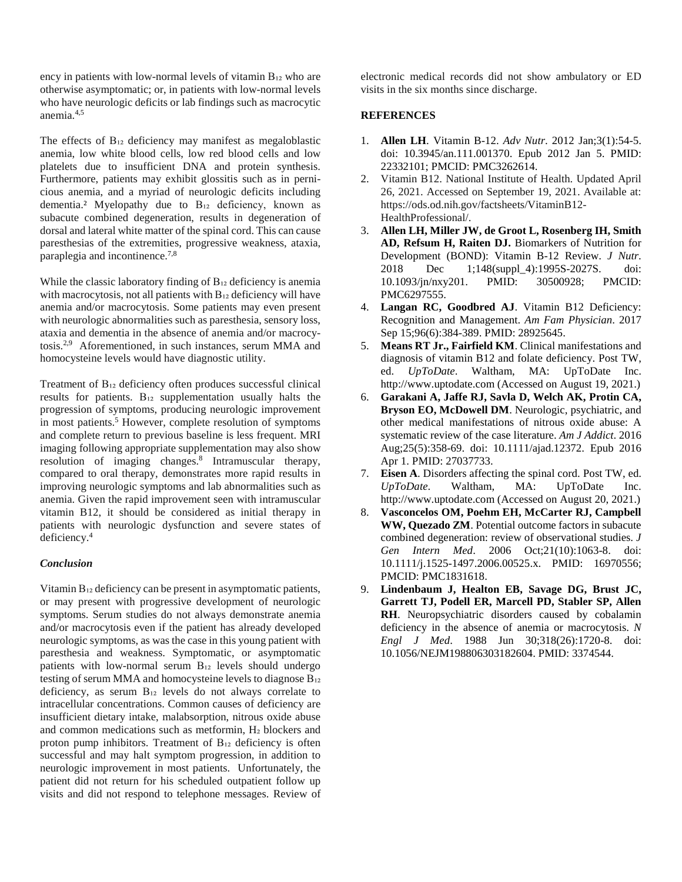ency in patients with low-normal levels of vitamin $B_{12}$ who are otherwise asymptomatic; or, in patients with low-normal levels who have neurologic deficits or lab findings such as macrocytic anemia.[4,5]

The effects of $B_{12}$ deficiency may manifest as megaloblastic anemia, low white blood cells, low red blood cells and low platelets due to insufficient DNA and protein synthesis. Furthermore, patients may exhibit glossitis such as in pernicious anemia, and a myriad of neurologic deficits including dementia.[2] Myelopathy due to $B_{12}$ deficiency, known as subacute combined degeneration, results in degeneration of dorsal and lateral white matter of the spinal cord. This can cause paresthesias of the extremities, progressive weakness, ataxia, paraplegia and incontinence.[7,8]

While the classic laboratory finding of $B_{12}$ deficiency is anemia with macrocytosis, not all patients with $B_{12}$ deficiency will have anemia and/or macrocytosis. Some patients may even present with neurologic abnormalities such as paresthesia, sensory loss, ataxia and dementia in the absence of anemia and/or macrocytosis.[2,9] Aforementioned, in such instances, serum MMA and homocysteine levels would have diagnostic utility.

Treatment of $B_{12}$ deficiency often produces successful clinical results for patients. $B_{12}$ supplementation usually halts the progression of symptoms, producing neurologic improvement in most patients.[5] However, complete resolution of symptoms and complete return to previous baseline is less frequent. MRI imaging following appropriate supplementation may also show resolution of imaging changes.[8] Intramuscular therapy, compared to oral therapy, demonstrates more rapid results in improving neurologic symptoms and lab abnormalities such as anemia. Given the rapid improvement seen with intramuscular vitamin B12, it should be considered as initial therapy in patients with neurologic dysfunction and severe states of deficiency.[4]

### *Conclusion*

Vitamin $B_{12}$ deficiency can be present in asymptomatic patients, or may present with progressive development of neurologic symptoms. Serum studies do not always demonstrate anemia and/or macrocytosis even if the patient has already developed neurologic symptoms, as was the case in this young patient with paresthesia and weakness. Symptomatic, or asymptomatic patients with low-normal serum $B_{12}$ levels should undergo testing of serum MMA and homocysteine levels to diagnose $B_{12}$ deficiency, as serum $B_{12}$ levels do not always correlate to intracellular concentrations. Common causes of deficiency are insufficient dietary intake, malabsorption, nitrous oxide abuse and common medications such as metformin, $H_2$ blockers and proton pump inhibitors. Treatment of $B_{12}$ deficiency is often successful and may halt symptom progression, in addition to neurologic improvement in most patients. Unfortunately, the patient did not return for his scheduled outpatient follow up visits and did not respond to telephone messages. Review of electronic medical records did not show ambulatory or ED visits in the six months since discharge.

## REFERENCES

1. **Allen LH**. Vitamin B-12. *Adv Nutr*. 2012 Jan;3(1):54-5. doi: 10.3945/an.111.001370. Epub 2012 Jan 5. PMID: 22332101; PMCID: PMC3262614.
2. Vitamin B12. National Institute of Health. Updated April 26, 2021. Accessed on September 19, 2021. Available at: https://ods.od.nih.gov/factsheets/VitaminB12-HealthProfessional/.
3. **Allen LH, Miller JW, de Groot L, Rosenberg IH, Smith AD, Refsum H, Raiten DJ.** Biomarkers of Nutrition for Development (BOND): Vitamin B-12 Review. *J Nutr*. 2018 Dec 1;148(suppl_4):1995S-2027S. doi: 10.1093/jn/nxy201. PMID: 30500928; PMCID: PMC6297555.
4. **Langan RC, Goodbred AJ**. Vitamin B12 Deficiency: Recognition and Management. *Am Fam Physician*. 2017 Sep 15;96(6):384-389. PMID: 28925645.
5. **Means RT Jr., Fairfield KM**. Clinical manifestations and diagnosis of vitamin B12 and folate deficiency. Post TW, ed. *UpToDate*. Waltham, MA: UpToDate Inc. http://www.uptodate.com (Accessed on August 19, 2021.)
6. **Garakani A, Jaffe RJ, Savla D, Welch AK, Protin CA, Bryson EO, McDowell DM**. Neurologic, psychiatric, and other medical manifestations of nitrous oxide abuse: A systematic review of the case literature. *Am J Addict*. 2016 Aug;25(5):358-69. doi: 10.1111/ajad.12372. Epub 2016 Apr 1. PMID: 27037733.
7. **Eisen A**. Disorders affecting the spinal cord. Post TW, ed. *UpToDate*. Waltham, MA: UpToDate Inc. http://www.uptodate.com (Accessed on August 20, 2021.)
8. **Vasconcelos OM, Poehm EH, McCarter RJ, Campbell WW, Quezado ZM**. Potential outcome factors in subacute combined degeneration: review of observational studies. *J Gen Intern Med*. 2006 Oct;21(10):1063-8. doi: 10.1111/j.1525-1497.2006.00525.x. PMID: 16970556; PMCID: PMC1831618.
9. **Lindenbaum J, Healton EB, Savage DG, Brust JC, Garrett TJ, Podell ER, Marcell PD, Stabler SP, Allen RH**. Neuropsychiatric disorders caused by cobalamin deficiency in the absence of anemia or macrocytosis. *N Engl J Med*. 1988 Jun 30;318(26):1720-8. doi: 10.1056/NEJM198806303182604. PMID: 3374544.